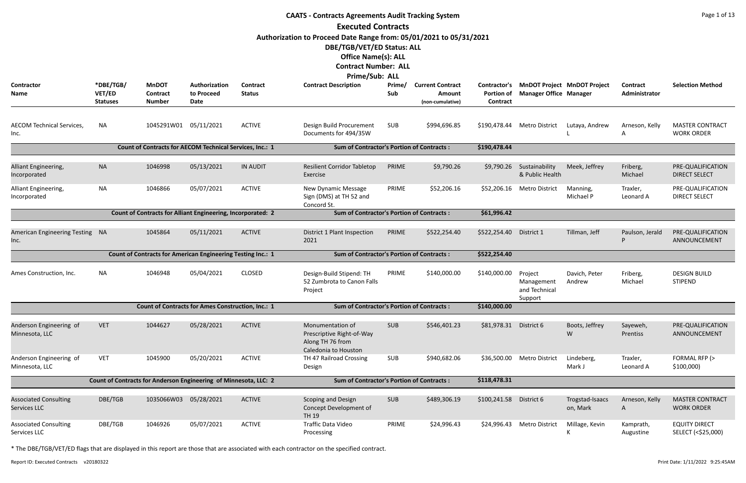# CAATS - Contracts Agreements Audit Tracking System

## Executed Contracts

**Authorization to Proceed Date Range from: 05/01/2021 to 05/31/2021**

**DBE/TGB/VET/ED Status: ALL**

**Office Name(s): ALL**

**Contract Number: ALL**

**Prime/Sub: ALL**

| Contractor Name | *DBE/TGB/ VET/ED Statuses | MnDOT Contract Number | Authorization to Proceed Date | Contract Status | Contract Description | Prime/ Sub | Current Contract Amount (non-cumulative) | Contractor's Portion of Contract | MnDOT Project Manager Office | MnDOT Project Manager | Contract Administrator | Selection Method |
|---|---|---|---|---|---|---|---|---|---|---|---|---|
| AECOM Technical Services, Inc. | NA | 1045291W01 | 05/11/2021 | ACTIVE | Design Build Procurement Documents for 494/35W | SUB | $994,696.85 | $190,478.44 | Metro District | Lutaya, Andrew L | Arneson, Kelly A | MASTER CONTRACT WORK ORDER |
| | | **Count of Contracts for AECOM Technical Services, Inc.: 1** | | | **Sum of Contractor's Portion of Contracts :** | | | **$190,478.44** | | | | |
| Alliant Engineering, Incorporated | NA | 1046998 | 05/13/2021 | IN AUDIT | Resilient Corridor Tabletop Exercise | PRIME | $9,790.26 | $9,790.26 | Sustainability & Public Health | Meek, Jeffrey | Friberg, Michael | PRE-QUALIFICATION DIRECT SELECT |
| Alliant Engineering, Incorporated | NA | 1046866 | 05/07/2021 | ACTIVE | New Dynamic Message Sign (DMS) at TH 52 and Concord St. | PRIME | $52,206.16 | $52,206.16 | Metro District | Manning, Michael P | Traxler, Leonard A | PRE-QUALIFICATION DIRECT SELECT |
| | | **Count of Contracts for Alliant Engineering, Incorporated: 2** | | | **Sum of Contractor's Portion of Contracts :** | | | **$61,996.42** | | | | |
| American Engineering Testing Inc. | NA | 1045864 | 05/11/2021 | ACTIVE | District 1 Plant Inspection 2021 | PRIME | $522,254.40 | $522,254.40 | District 1 | Tillman, Jeff | Paulson, Jerald P | PRE-QUALIFICATION ANNOUNCEMENT |
| | | **Count of Contracts for American Engineering Testing Inc.: 1** | | | **Sum of Contractor's Portion of Contracts :** | | | **$522,254.40** | | | | |
| Ames Construction, Inc. | NA | 1046948 | 05/04/2021 | CLOSED | Design-Build Stipend: TH 52 Zumbrota to Canon Falls Project | PRIME | $140,000.00 | $140,000.00 | Project Management and Technical Support | Davich, Peter Andrew | Friberg, Michael | DESIGN BUILD STIPEND |
| | | **Count of Contracts for Ames Construction, Inc.: 1** | | | **Sum of Contractor's Portion of Contracts :** | | | **$140,000.00** | | | | |
| Anderson Engineering of Minnesota, LLC | VET | 1044627 | 05/28/2021 | ACTIVE | Monumentation of Prescriptive Right-of-Way Along TH 76 from Caledonia to Houston | SUB | $546,401.23 | $81,978.31 | District 6 | Boots, Jeffrey W | Sayeweh, Prentiss | PRE-QUALIFICATION ANNOUNCEMENT |
| Anderson Engineering of Minnesota, LLC | VET | 1045900 | 05/20/2021 | ACTIVE | TH 47 Railroad Crossing Design | SUB | $940,682.06 | $36,500.00 | Metro District | Lindeberg, Mark J | Traxler, Leonard A | FORMAL RFP (> $100,000) |
| | | **Count of Contracts for Anderson Engineering of Minnesota, LLC: 2** | | | **Sum of Contractor's Portion of Contracts :** | | | **$118,478.31** | | | | |
| Associated Consulting Services LLC | DBE/TGB | 1035066W03 | 05/28/2021 | ACTIVE | Scoping and Design Concept Development of TH 19 | SUB | $489,306.19 | $100,241.58 | District 6 | Trogstad-Isaacson, Mark | Arneson, Kelly A | MASTER CONTRACT WORK ORDER |
| Associated Consulting Services LLC | DBE/TGB | 1046926 | 05/07/2021 | ACTIVE | Traffic Data Video Processing | PRIME | $24,996.43 | $24,996.43 | Metro District | Millage, Kevin K | Kamprath, Augustine | EQUITY DIRECT SELECT (<$25,000) |

\* The DBE/TGB/VET/ED flags that are displayed in this report are those that are associated with each contractor on the specified contract.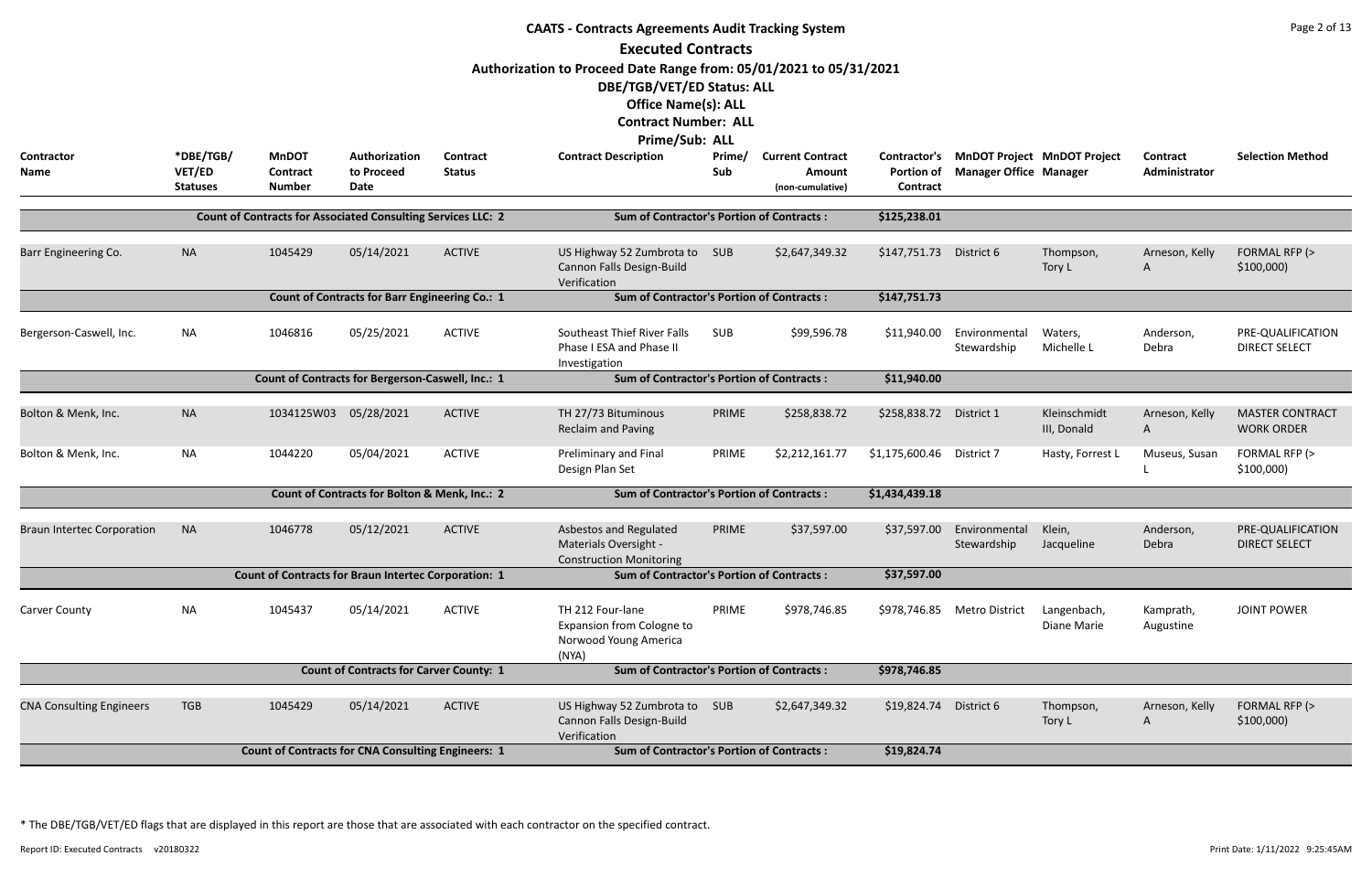# CAATS - Contracts Agreements Audit Tracking System

## Executed Contracts

**Authorization to Proceed Date Range from: 05/01/2021 to 05/31/2021**

**DBE/TGB/VET/ED Status: ALL**

**Office Name(s): ALL**

**Contract Number: ALL**

**Prime/Sub: ALL**

| Contractor Name | *DBE/TGB/ VET/ED Statuses | MnDOT Contract Number | Authorization to Proceed Date | Contract Status | Contract Description | Prime/ Sub | Current Contract Amount (non-cumulative) | Contractor's Portion of Contract | MnDOT Project Manager Office | MnDOT Project Manager | Contract Administrator | Selection Method |
|---|---|---|---|---|---|---|---|---|---|---|---|---|
| | | Count of Contracts for Associated Consulting Services LLC: 2 | | | Sum of Contractor's Portion of Contracts : | | | $125,238.01 | | | | |
| Barr Engineering Co. | NA | 1045429 | 05/14/2021 | ACTIVE | US Highway 52 Zumbrota to Cannon Falls Design-Build Verification | SUB | $2,647,349.32 | $147,751.73 | District 6 | Thompson, Tory L | Arneson, Kelly A | FORMAL RFP (> $100,000) |
| | | Count of Contracts for Barr Engineering Co.: 1 | | | Sum of Contractor's Portion of Contracts : | | | $147,751.73 | | | | |
| Bergerson-Caswell, Inc. | NA | 1046816 | 05/25/2021 | ACTIVE | Southeast Thief River Falls Phase I ESA and Phase II Investigation | SUB | $99,596.78 | $11,940.00 | Environmental Stewardship | Waters, Michelle L | Anderson, Debra | PRE-QUALIFICATION DIRECT SELECT |
| | | Count of Contracts for Bergerson-Caswell, Inc.: 1 | | | Sum of Contractor's Portion of Contracts : | | | $11,940.00 | | | | |
| Bolton & Menk, Inc. | NA | 1034125W03 | 05/28/2021 | ACTIVE | TH 27/73 Bituminous Reclaim and Paving | PRIME | $258,838.72 | $258,838.72 | District 1 | Kleinschmidt III, Donald | Arneson, Kelly A | MASTER CONTRACT WORK ORDER |
| Bolton & Menk, Inc. | NA | 1044220 | 05/04/2021 | ACTIVE | Preliminary and Final Design Plan Set | PRIME | $2,212,161.77 | $1,175,600.46 | District 7 | Hasty, Forrest L | Museus, Susan L | FORMAL RFP (> $100,000) |
| | | Count of Contracts for Bolton & Menk, Inc.: 2 | | | Sum of Contractor's Portion of Contracts : | | | $1,434,439.18 | | | | |
| Braun Intertec Corporation | NA | 1046778 | 05/12/2021 | ACTIVE | Asbestos and Regulated Materials Oversight - Construction Monitoring | PRIME | $37,597.00 | $37,597.00 | Environmental Stewardship | Klein, Jacqueline | Anderson, Debra | PRE-QUALIFICATION DIRECT SELECT |
| | | Count of Contracts for Braun Intertec Corporation: 1 | | | Sum of Contractor's Portion of Contracts : | | | $37,597.00 | | | | |
| Carver County | NA | 1045437 | 05/14/2021 | ACTIVE | TH 212 Four-lane Expansion from Cologne to Norwood Young America (NYA) | PRIME | $978,746.85 | $978,746.85 | Metro District | Langenbach, Diane Marie | Kamprath, Augustine | JOINT POWER |
| | | Count of Contracts for Carver County: 1 | | | Sum of Contractor's Portion of Contracts : | | | $978,746.85 | | | | |
| CNA Consulting Engineers | TGB | 1045429 | 05/14/2021 | ACTIVE | US Highway 52 Zumbrota to Cannon Falls Design-Build Verification | SUB | $2,647,349.32 | $19,824.74 | District 6 | Thompson, Tory L | Arneson, Kelly A | FORMAL RFP (> $100,000) |
| | | Count of Contracts for CNA Consulting Engineers: 1 | | | Sum of Contractor's Portion of Contracts : | | | $19,824.74 | | | | |

\* The DBE/TGB/VET/ED flags that are displayed in this report are those that are associated with each contractor on the specified contract.

Report ID: Executed Contracts v20180322 Print Date: 1/11/2022 9:25:45AM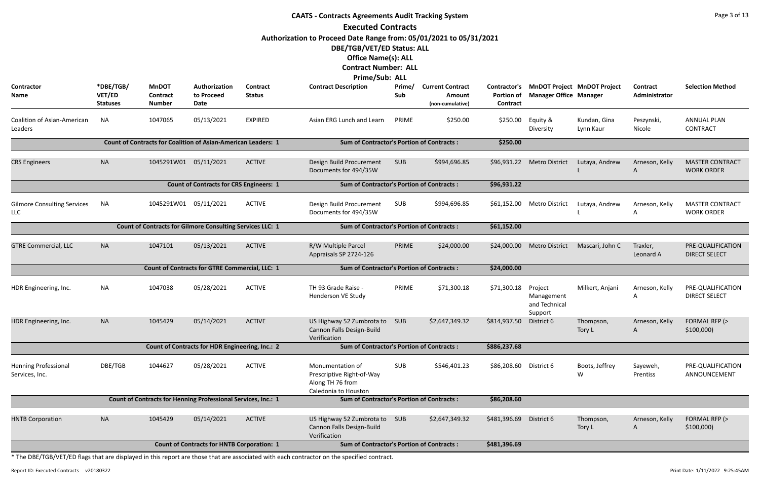# CAATS - Contracts Agreements Audit Tracking System

## Executed Contracts

**Authorization to Proceed Date Range from: 05/01/2021 to 05/31/2021**

**DBE/TGB/VET/ED Status: ALL**

**Office Name(s): ALL**

**Contract Number: ALL**

**Prime/Sub: ALL**

| Contractor Name | *DBE/TGB/VET/ED Statuses | MnDOT Contract Number | Authorization to Proceed Date | Contract Status | Contract Description | Prime/Sub | Current Contract Amount (non-cumulative) | Contractor's Portion of Contract | MnDOT Project Manager Office | MnDOT Project Manager | Contract Administrator | Selection Method |
|---|---|---|---|---|---|---|---|---|---|---|---|---|
| Coalition of Asian-American Leaders | NA | 1047065 | 05/13/2021 | EXPIRED | Asian ERG Lunch and Learn | PRIME | $250.00 | $250.00 | Equity & Diversity | Kundan, Gina Lynn Kaur | Peszynski, Nicole | ANNUAL PLAN CONTRACT |
| | | Count of Contracts for Coalition of Asian-American Leaders: 1 | | | Sum of Contractor's Portion of Contracts : | | | $250.00 | | | | |
| CRS Engineers | NA | 1045291W01 | 05/11/2021 | ACTIVE | Design Build Procurement Documents for 494/35W | SUB | $994,696.85 | $96,931.22 | Metro District | Lutaya, Andrew L | Arneson, Kelly A | MASTER CONTRACT WORK ORDER |
| | | Count of Contracts for CRS Engineers: 1 | | | Sum of Contractor's Portion of Contracts : | | | $96,931.22 | | | | |
| Gilmore Consulting Services LLC | NA | 1045291W01 | 05/11/2021 | ACTIVE | Design Build Procurement Documents for 494/35W | SUB | $994,696.85 | $61,152.00 | Metro District | Lutaya, Andrew L | Arneson, Kelly A | MASTER CONTRACT WORK ORDER |
| | | Count of Contracts for Gilmore Consulting Services LLC: 1 | | | Sum of Contractor's Portion of Contracts : | | | $61,152.00 | | | | |
| GTRE Commercial, LLC | NA | 1047101 | 05/13/2021 | ACTIVE | R/W Multiple Parcel Appraisals SP 2724-126 | PRIME | $24,000.00 | $24,000.00 | Metro District | Mascari, John C | Traxler, Leonard A | PRE-QUALIFICATION DIRECT SELECT |
| | | Count of Contracts for GTRE Commercial, LLC: 1 | | | Sum of Contractor's Portion of Contracts : | | | $24,000.00 | | | | |
| HDR Engineering, Inc. | NA | 1047038 | 05/28/2021 | ACTIVE | TH 93 Grade Raise - Henderson VE Study | PRIME | $71,300.18 | $71,300.18 | Project Management and Technical Support | Milkert, Anjani | Arneson, Kelly A | PRE-QUALIFICATION DIRECT SELECT |
| HDR Engineering, Inc. | NA | 1045429 | 05/14/2021 | ACTIVE | US Highway 52 Zumbrota to Cannon Falls Design-Build Verification | SUB | $2,647,349.32 | $814,937.50 | District 6 | Thompson, Tory L | Arneson, Kelly A | FORMAL RFP (> $100,000) |
| | | Count of Contracts for HDR Engineering, Inc.: 2 | | | Sum of Contractor's Portion of Contracts : | | | $886,237.68 | | | | |
| Henning Professional Services, Inc. | DBE/TGB | 1044627 | 05/28/2021 | ACTIVE | Monumentation of Prescriptive Right-of-Way Along TH 76 from Caledonia to Houston | SUB | $546,401.23 | $86,208.60 | District 6 | Boots, Jeffrey W | Sayeweh, Prentiss | PRE-QUALIFICATION ANNOUNCEMENT |
| | | Count of Contracts for Henning Professional Services, Inc.: 1 | | | Sum of Contractor's Portion of Contracts : | | | $86,208.60 | | | | |
| HNTB Corporation | NA | 1045429 | 05/14/2021 | ACTIVE | US Highway 52 Zumbrota to Cannon Falls Design-Build Verification | SUB | $2,647,349.32 | $481,396.69 | District 6 | Thompson, Tory L | Arneson, Kelly A | FORMAL RFP (> $100,000) |
| | | Count of Contracts for HNTB Corporation: 1 | | | Sum of Contractor's Portion of Contracts : | | | $481,396.69 | | | | |

* The DBE/TGB/VET/ED flags that are displayed in this report are those that are associated with each contractor on the specified contract.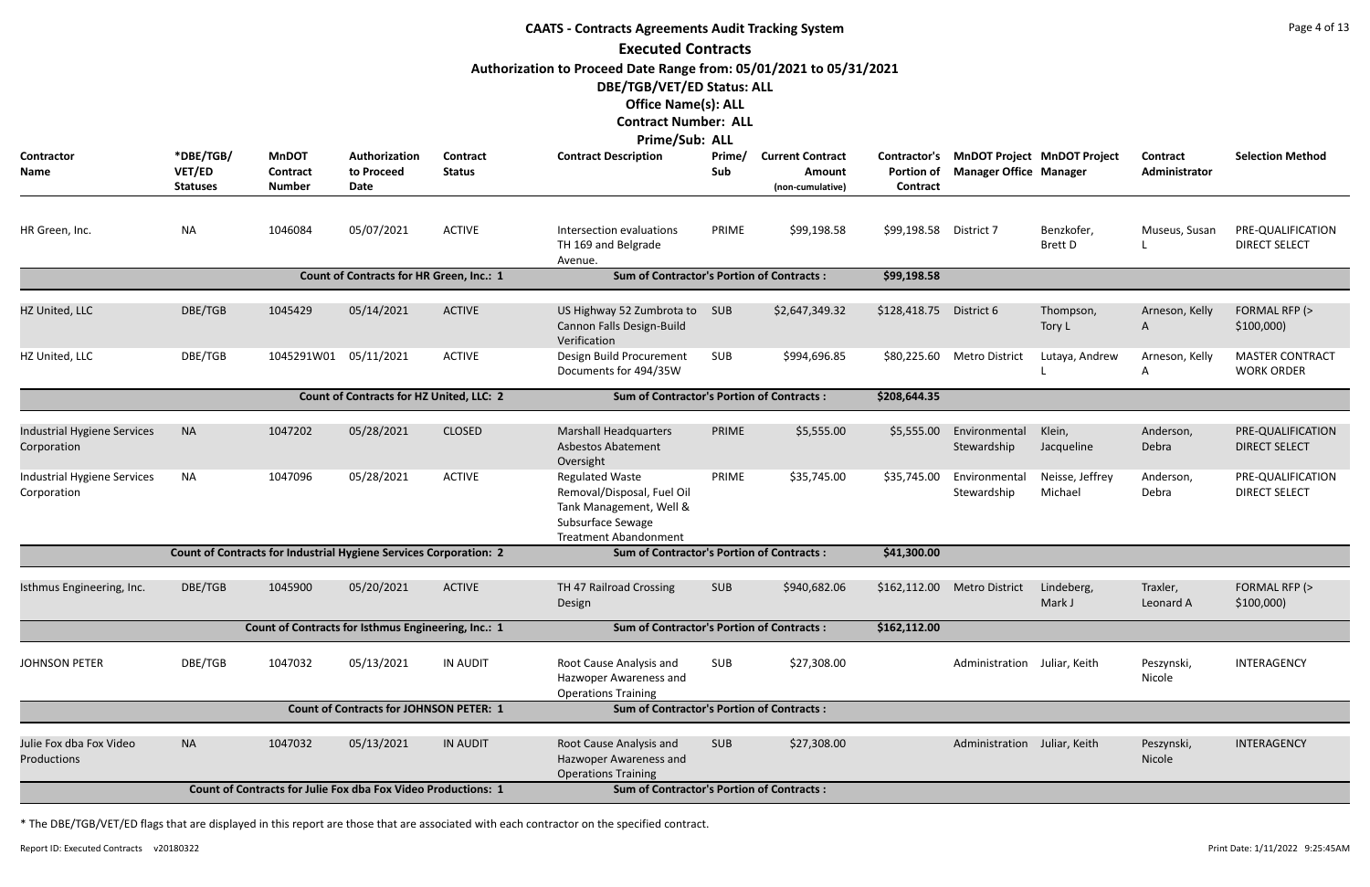# CAATS - Contracts Agreements Audit Tracking System

## Executed Contracts

**Authorization to Proceed Date Range from: 05/01/2021 to 05/31/2021**

**DBE/TGB/VET/ED Status: ALL**

**Office Name(s): ALL**

**Contract Number: ALL**

**Prime/Sub: ALL**

| Contractor Name | *DBE/TGB/ VET/ED Statuses | MnDOT Contract Number | Authorization to Proceed Date | Contract Status | Contract Description | Prime/ Sub | Current Contract Amount (non-cumulative) | Contractor's Portion of Contract | MnDOT Project Manager Office | MnDOT Project Manager | Contract Administrator | Selection Method |
|---|---|---|---|---|---|---|---|---|---|---|---|---|
| HR Green, Inc. | NA | 1046084 | 05/07/2021 | ACTIVE | Intersection evaluations TH 169 and Belgrade Avenue. | PRIME | $99,198.58 | $99,198.58 | District 7 | Benzkofer, Brett D | Museus, Susan L | PRE-QUALIFICATION DIRECT SELECT |
| | | Count of Contracts for HR Green, Inc.: 1 | | | Sum of Contractor's Portion of Contracts : | | | $99,198.58 | | | | |
| HZ United, LLC | DBE/TGB | 1045429 | 05/14/2021 | ACTIVE | US Highway 52 Zumbrota to Cannon Falls Design-Build Verification | SUB | $2,647,349.32 | $128,418.75 | District 6 | Thompson, Tory L | Arneson, Kelly A | FORMAL RFP (> $100,000) |
| HZ United, LLC | DBE/TGB | 1045291W01 | 05/11/2021 | ACTIVE | Design Build Procurement Documents for 494/35W | SUB | $994,696.85 | $80,225.60 | Metro District | Lutaya, Andrew L | Arneson, Kelly A | MASTER CONTRACT WORK ORDER |
| | | Count of Contracts for HZ United, LLC: 2 | | | Sum of Contractor's Portion of Contracts : | | | $208,644.35 | | | | |
| Industrial Hygiene Services Corporation | NA | 1047202 | 05/28/2021 | CLOSED | Marshall Headquarters Asbestos Abatement Oversight | PRIME | $5,555.00 | $5,555.00 | Environmental Stewardship | Klein, Jacqueline | Anderson, Debra | PRE-QUALIFICATION DIRECT SELECT |
| Industrial Hygiene Services Corporation | NA | 1047096 | 05/28/2021 | ACTIVE | Regulated Waste Removal/Disposal, Fuel Oil Tank Management, Well & Subsurface Sewage Treatment Abandonment | PRIME | $35,745.00 | $35,745.00 | Environmental Stewardship | Neisse, Jeffrey Michael | Anderson, Debra | PRE-QUALIFICATION DIRECT SELECT |
| | | Count of Contracts for Industrial Hygiene Services Corporation: 2 | | | Sum of Contractor's Portion of Contracts : | | | $41,300.00 | | | | |
| Isthmus Engineering, Inc. | DBE/TGB | 1045900 | 05/20/2021 | ACTIVE | TH 47 Railroad Crossing Design | SUB | $940,682.06 | $162,112.00 | Metro District | Lindeberg, Mark J | Traxler, Leonard A | FORMAL RFP (> $100,000) |
| | | Count of Contracts for Isthmus Engineering, Inc.: 1 | | | Sum of Contractor's Portion of Contracts : | | | $162,112.00 | | | | |
| JOHNSON PETER | DBE/TGB | 1047032 | 05/13/2021 | IN AUDIT | Root Cause Analysis and Hazwoper Awareness and Operations Training | SUB | $27,308.00 | | Administration | Juliar, Keith | Peszynski, Nicole | INTERAGENCY |
| | | Count of Contracts for JOHNSON PETER: 1 | | | Sum of Contractor's Portion of Contracts : | | | | | | | |
| Julie Fox dba Fox Video Productions | NA | 1047032 | 05/13/2021 | IN AUDIT | Root Cause Analysis and Hazwoper Awareness and Operations Training | SUB | $27,308.00 | | Administration | Juliar, Keith | Peszynski, Nicole | INTERAGENCY |
| | | Count of Contracts for Julie Fox dba Fox Video Productions: 1 | | | Sum of Contractor's Portion of Contracts : | | | | | | | |

* The DBE/TGB/VET/ED flags that are displayed in this report are those that are associated with each contractor on the specified contract.

Report ID: Executed Contracts v20180322

Print Date: 1/11/2022 9:25:45AM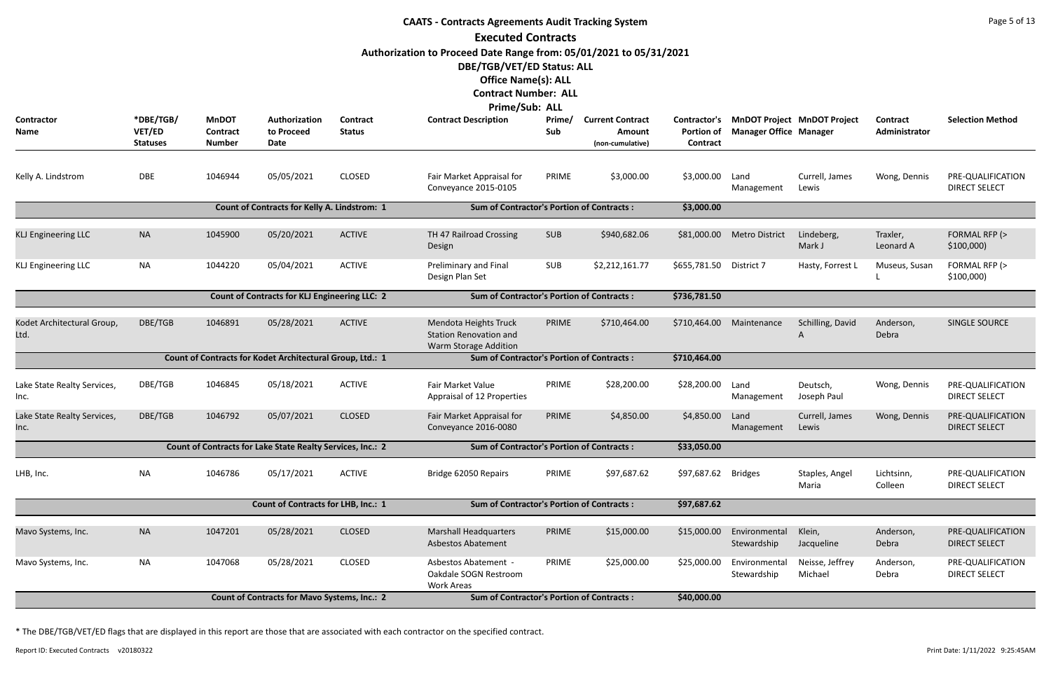# CAATS - Contracts Agreements Audit Tracking System

## Executed Contracts

**Authorization to Proceed Date Range from: 05/01/2021 to 05/31/2021**

**DBE/TGB/VET/ED Status: ALL**

**Office Name(s): ALL**

**Contract Number: ALL**

**Prime/Sub: ALL**

| Contractor Name | *DBE/TGB/VET/ED Statuses | MnDOT Contract Number | Authorization to Proceed Date | Contract Status | Contract Description | Prime/Sub | Current Contract Amount (non-cumulative) | Contractor's Portion of Contract | MnDOT Project Manager Office | MnDOT Project Manager | Contract Administrator | Selection Method |
|---|---|---|---|---|---|---|---|---|---|---|---|---|
| Kelly A. Lindstrom | DBE | 1046944 | 05/05/2021 | CLOSED | Fair Market Appraisal for Conveyance 2015-0105 | PRIME | $3,000.00 | $3,000.00 | Land Management | Currell, James Lewis | Wong, Dennis | PRE-QUALIFICATION DIRECT SELECT |
| | | Count of Contracts for Kelly A. Lindstrom: 1 | | | Sum of Contractor's Portion of Contracts : | | | $3,000.00 | | | | |
| KLJ Engineering LLC | NA | 1045900 | 05/20/2021 | ACTIVE | TH 47 Railroad Crossing Design | SUB | $940,682.06 | $81,000.00 | Metro District | Lindeberg, Mark J | Traxler, Leonard A | FORMAL RFP (> $100,000) |
| KLJ Engineering LLC | NA | 1044220 | 05/04/2021 | ACTIVE | Preliminary and Final Design Plan Set | SUB | $2,212,161.77 | $655,781.50 | District 7 | Hasty, Forrest L | Museus, Susan L | FORMAL RFP (> $100,000) |
| | | Count of Contracts for KLJ Engineering LLC: 2 | | | Sum of Contractor's Portion of Contracts : | | | $736,781.50 | | | | |
| Kodet Architectural Group, Ltd. | DBE/TGB | 1046891 | 05/28/2021 | ACTIVE | Mendota Heights Truck Station Renovation and Warm Storage Addition | PRIME | $710,464.00 | $710,464.00 | Maintenance | Schilling, David A | Anderson, Debra | SINGLE SOURCE |
| | | Count of Contracts for Kodet Architectural Group, Ltd.: 1 | | | Sum of Contractor's Portion of Contracts : | | | $710,464.00 | | | | |
| Lake State Realty Services, Inc. | DBE/TGB | 1046845 | 05/18/2021 | ACTIVE | Fair Market Value Appraisal of 12 Properties | PRIME | $28,200.00 | $28,200.00 | Land Management | Deutsch, Joseph Paul | Wong, Dennis | PRE-QUALIFICATION DIRECT SELECT |
| Lake State Realty Services, Inc. | DBE/TGB | 1046792 | 05/07/2021 | CLOSED | Fair Market Appraisal for Conveyance 2016-0080 | PRIME | $4,850.00 | $4,850.00 | Land Management | Currell, James Lewis | Wong, Dennis | PRE-QUALIFICATION DIRECT SELECT |
| | | Count of Contracts for Lake State Realty Services, Inc.: 2 | | | Sum of Contractor's Portion of Contracts : | | | $33,050.00 | | | | |
| LHB, Inc. | NA | 1046786 | 05/17/2021 | ACTIVE | Bridge 62050 Repairs | PRIME | $97,687.62 | $97,687.62 | Bridges | Staples, Angel Maria | Lichtsinn, Colleen | PRE-QUALIFICATION DIRECT SELECT |
| | | Count of Contracts for LHB, Inc.: 1 | | | Sum of Contractor's Portion of Contracts : | | | $97,687.62 | | | | |
| Mavo Systems, Inc. | NA | 1047201 | 05/28/2021 | CLOSED | Marshall Headquarters Asbestos Abatement | PRIME | $15,000.00 | $15,000.00 | Environmental Stewardship | Klein, Jacqueline | Anderson, Debra | PRE-QUALIFICATION DIRECT SELECT |
| Mavo Systems, Inc. | NA | 1047068 | 05/28/2021 | CLOSED | Asbestos Abatement - Oakdale SOGN Restroom Work Areas | PRIME | $25,000.00 | $25,000.00 | Environmental Stewardship | Neisse, Jeffrey Michael | Anderson, Debra | PRE-QUALIFICATION DIRECT SELECT |
| | | Count of Contracts for Mavo Systems, Inc.: 2 | | | Sum of Contractor's Portion of Contracts : | | | $40,000.00 | | | | |

* The DBE/TGB/VET/ED flags that are displayed in this report are those that are associated with each contractor on the specified contract.

Report ID: Executed Contracts v20180322

Print Date: 1/11/2022 9:25:45AM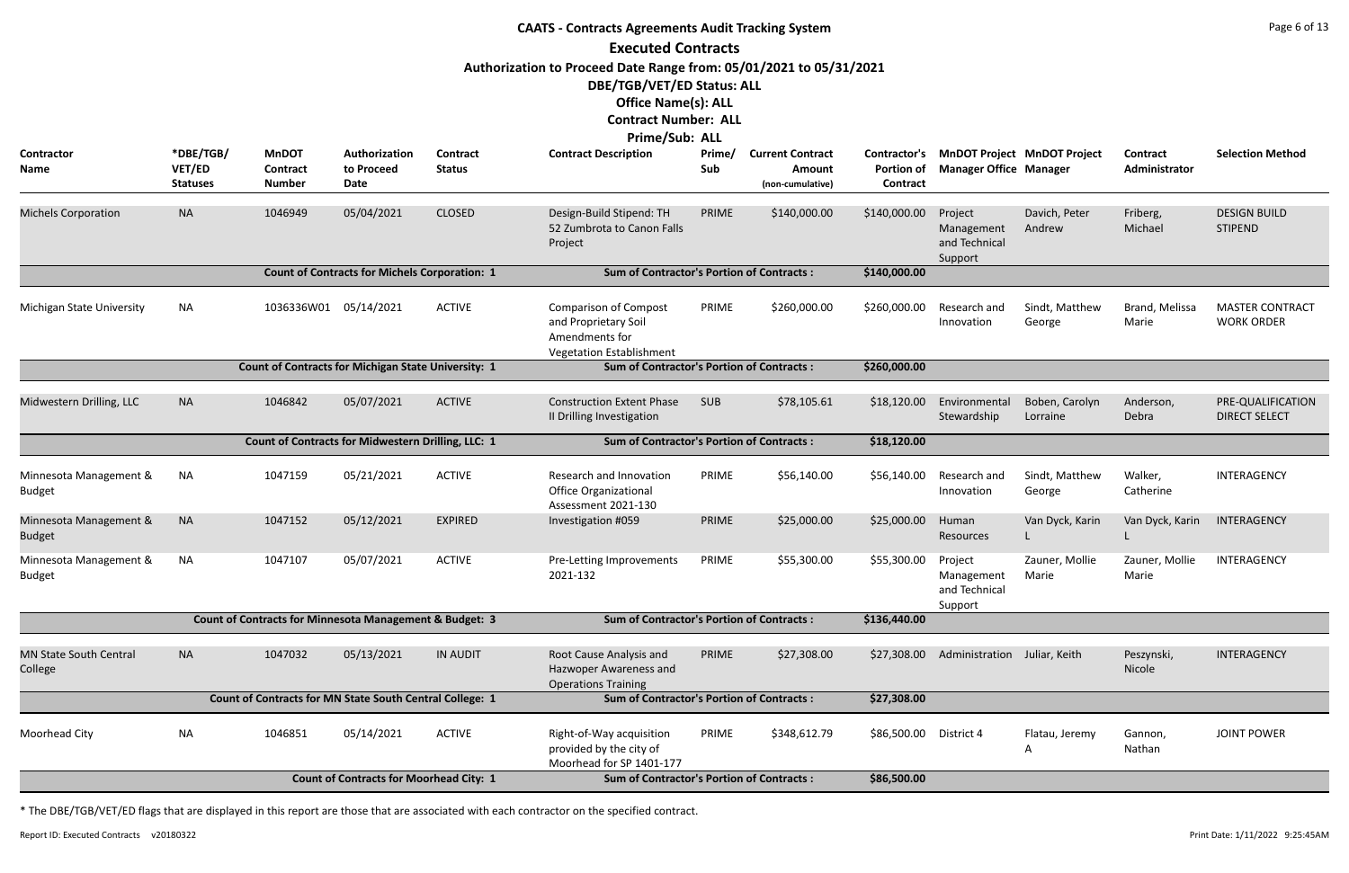# CAATS - Contracts Agreements Audit Tracking System

## Executed Contracts

**Authorization to Proceed Date Range from: 05/01/2021 to 05/31/2021**

**DBE/TGB/VET/ED Status: ALL**

**Office Name(s): ALL**

**Contract Number: ALL**

**Prime/Sub: ALL**

| Contractor Name | *DBE/TGB/ VET/ED Statuses | MnDOT Contract Number | Authorization to Proceed Date | Contract Status | Contract Description | Prime/ Sub | Current Contract Amount (non-cumulative) | Contractor's Portion of Contract | MnDOT Project Manager Office | MnDOT Project Manager | Contract Administrator | Selection Method |
|---|---|---|---|---|---|---|---|---|---|---|---|---|
| Michels Corporation | NA | 1046949 | 05/04/2021 | CLOSED | Design-Build Stipend: TH 52 Zumbrota to Canon Falls Project | PRIME | $140,000.00 | $140,000.00 | Project Management and Technical Support | Davich, Peter Andrew | Friberg, Michael | DESIGN BUILD STIPEND |
| | | **Count of Contracts for Michels Corporation: 1** | | | **Sum of Contractor's Portion of Contracts :** | | | **$140,000.00** | | | | |
| Michigan State University | NA | 1036336W01 | 05/14/2021 | ACTIVE | Comparison of Compost and Proprietary Soil Amendments for Vegetation Establishment | PRIME | $260,000.00 | $260,000.00 | Research and Innovation | Sindt, Matthew George | Brand, Melissa Marie | MASTER CONTRACT WORK ORDER |
| | | **Count of Contracts for Michigan State University: 1** | | | **Sum of Contractor's Portion of Contracts :** | | | **$260,000.00** | | | | |
| Midwestern Drilling, LLC | NA | 1046842 | 05/07/2021 | ACTIVE | Construction Extent Phase II Drilling Investigation | SUB | $78,105.61 | $18,120.00 | Environmental Stewardship | Boben, Carolyn Lorraine | Anderson, Debra | PRE-QUALIFICATION DIRECT SELECT |
| | | **Count of Contracts for Midwestern Drilling, LLC: 1** | | | **Sum of Contractor's Portion of Contracts :** | | | **$18,120.00** | | | | |
| Minnesota Management & Budget | NA | 1047159 | 05/21/2021 | ACTIVE | Research and Innovation Office Organizational Assessment 2021-130 | PRIME | $56,140.00 | $56,140.00 | Research and Innovation | Sindt, Matthew George | Walker, Catherine | INTERAGENCY |
| Minnesota Management & Budget | NA | 1047152 | 05/12/2021 | EXPIRED | Investigation #059 | PRIME | $25,000.00 | $25,000.00 | Human Resources | Van Dyck, Karin L | Van Dyck, Karin L | INTERAGENCY |
| Minnesota Management & Budget | NA | 1047107 | 05/07/2021 | ACTIVE | Pre-Letting Improvements 2021-132 | PRIME | $55,300.00 | $55,300.00 | Project Management and Technical Support | Zauner, Mollie Marie | Zauner, Mollie Marie | INTERAGENCY |
| | | **Count of Contracts for Minnesota Management & Budget: 3** | | | **Sum of Contractor's Portion of Contracts :** | | | **$136,440.00** | | | | |
| MN State South Central College | NA | 1047032 | 05/13/2021 | IN AUDIT | Root Cause Analysis and Hazwoper Awareness and Operations Training | PRIME | $27,308.00 | $27,308.00 | Administration | Juliar, Keith | Peszynski, Nicole | INTERAGENCY |
| | | **Count of Contracts for MN State South Central College: 1** | | | **Sum of Contractor's Portion of Contracts :** | | | **$27,308.00** | | | | |
| Moorhead City | NA | 1046851 | 05/14/2021 | ACTIVE | Right-of-Way acquisition provided by the city of Moorhead for SP 1401-177 | PRIME | $348,612.79 | $86,500.00 | District 4 | Flatau, Jeremy A | Gannon, Nathan | JOINT POWER |
| | | **Count of Contracts for Moorhead City: 1** | | | **Sum of Contractor's Portion of Contracts :** | | | **$86,500.00** | | | | |

* The DBE/TGB/VET/ED flags that are displayed in this report are those that are associated with each contractor on the specified contract.

Report ID: Executed Contracts v20180322

Print Date: 1/11/2022 9:25:45AM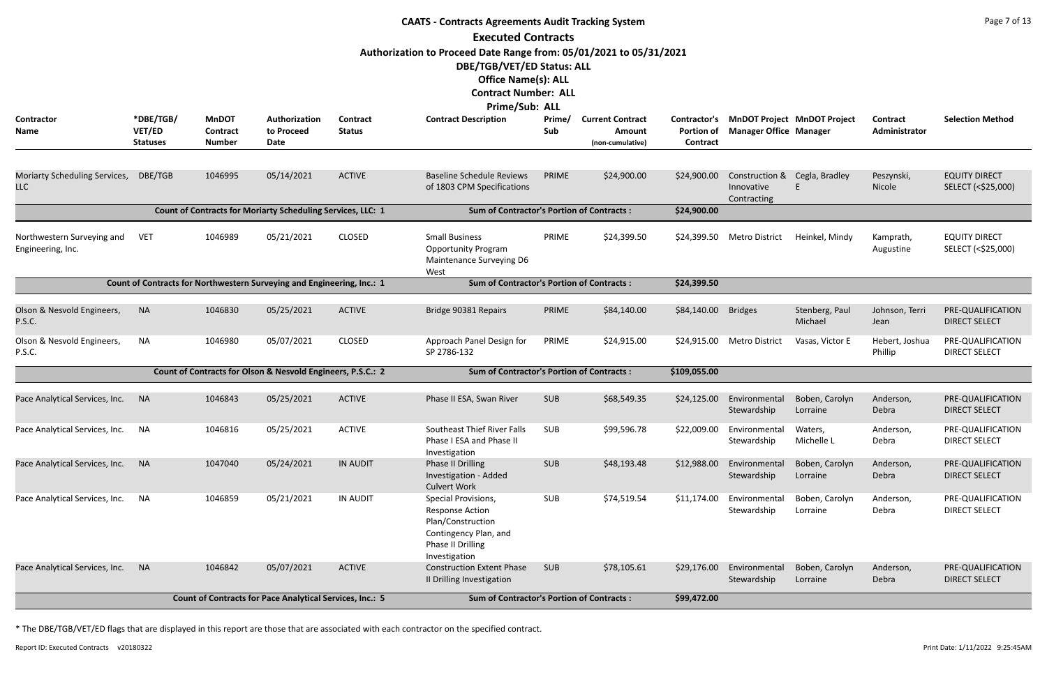# CAATS - Contracts Agreements Audit Tracking System

## Executed Contracts

**Authorization to Proceed Date Range from: 05/01/2021 to 05/31/2021**

**DBE/TGB/VET/ED Status: ALL**

**Office Name(s): ALL**

**Contract Number: ALL**

**Prime/Sub: ALL**

| Contractor Name | *DBE/TGB/ VET/ED Statuses | MnDOT Contract Number | Authorization to Proceed Date | Contract Status | Contract Description | Prime/ Sub | Current Contract Amount (non-cumulative) | Contractor's Portion of Contract | MnDOT Project Manager Office | MnDOT Project Manager | Contract Administrator | Selection Method |
|---|---|---|---|---|---|---|---|---|---|---|---|---|
| Moriarty Scheduling Services, LLC | DBE/TGB | 1046995 | 05/14/2021 | ACTIVE | Baseline Schedule Reviews of 1803 CPM Specifications | PRIME | $24,900.00 | $24,900.00 | Construction & Innovative Contracting | Cegla, Bradley E | Peszynski, Nicole | EQUITY DIRECT SELECT (<$25,000) |
| **Count of Contracts for Moriarty Scheduling Services, LLC: 1** | | | | | **Sum of Contractor's Portion of Contracts :** | | | **$24,900.00** | | | | |
| Northwestern Surveying and Engineering, Inc. | VET | 1046989 | 05/21/2021 | CLOSED | Small Business Opportunity Program Maintenance Surveying D6 West | PRIME | $24,399.50 | $24,399.50 | Metro District | Heinkel, Mindy | Kamprath, Augustine | EQUITY DIRECT SELECT (<$25,000) |
| **Count of Contracts for Northwestern Surveying and Engineering, Inc.: 1** | | | | | **Sum of Contractor's Portion of Contracts :** | | | **$24,399.50** | | | | |
| Olson & Nesvold Engineers, P.S.C. | NA | 1046830 | 05/25/2021 | ACTIVE | Bridge 90381 Repairs | PRIME | $84,140.00 | $84,140.00 | Bridges | Stenberg, Paul Michael | Johnson, Terri Jean | PRE-QUALIFICATION DIRECT SELECT |
| Olson & Nesvold Engineers, P.S.C. | NA | 1046980 | 05/07/2021 | CLOSED | Approach Panel Design for SP 2786-132 | PRIME | $24,915.00 | $24,915.00 | Metro District | Vasas, Victor E | Hebert, Joshua Phillip | PRE-QUALIFICATION DIRECT SELECT |
| **Count of Contracts for Olson & Nesvold Engineers, P.S.C.: 2** | | | | | **Sum of Contractor's Portion of Contracts :** | | | **$109,055.00** | | | | |
| Pace Analytical Services, Inc. | NA | 1046843 | 05/25/2021 | ACTIVE | Phase II ESA, Swan River | SUB | $68,549.35 | $24,125.00 | Environmental Stewardship | Boben, Carolyn Lorraine | Anderson, Debra | PRE-QUALIFICATION DIRECT SELECT |
| Pace Analytical Services, Inc. | NA | 1046816 | 05/25/2021 | ACTIVE | Southeast Thief River Falls Phase I ESA and Phase II Investigation | SUB | $99,596.78 | $22,009.00 | Environmental Stewardship | Waters, Michelle L | Anderson, Debra | PRE-QUALIFICATION DIRECT SELECT |
| Pace Analytical Services, Inc. | NA | 1047040 | 05/24/2021 | IN AUDIT | Phase II Drilling Investigation - Added Culvert Work | SUB | $48,193.48 | $12,988.00 | Environmental Stewardship | Boben, Carolyn Lorraine | Anderson, Debra | PRE-QUALIFICATION DIRECT SELECT |
| Pace Analytical Services, Inc. | NA | 1046859 | 05/21/2021 | IN AUDIT | Special Provisions, Response Action Plan/Construction Contingency Plan, and Phase II Drilling Investigation | SUB | $74,519.54 | $11,174.00 | Environmental Stewardship | Boben, Carolyn Lorraine | Anderson, Debra | PRE-QUALIFICATION DIRECT SELECT |
| Pace Analytical Services, Inc. | NA | 1046842 | 05/07/2021 | ACTIVE | Construction Extent Phase II Drilling Investigation | SUB | $78,105.61 | $29,176.00 | Environmental Stewardship | Boben, Carolyn Lorraine | Anderson, Debra | PRE-QUALIFICATION DIRECT SELECT |
| **Count of Contracts for Pace Analytical Services, Inc.: 5** | | | | | **Sum of Contractor's Portion of Contracts :** | | | **$99,472.00** | | | | |

\* The DBE/TGB/VET/ED flags that are displayed in this report are those that are associated with each contractor on the specified contract.

Report ID: Executed Contracts v20180322 Print Date: 1/11/2022 9:25:45AM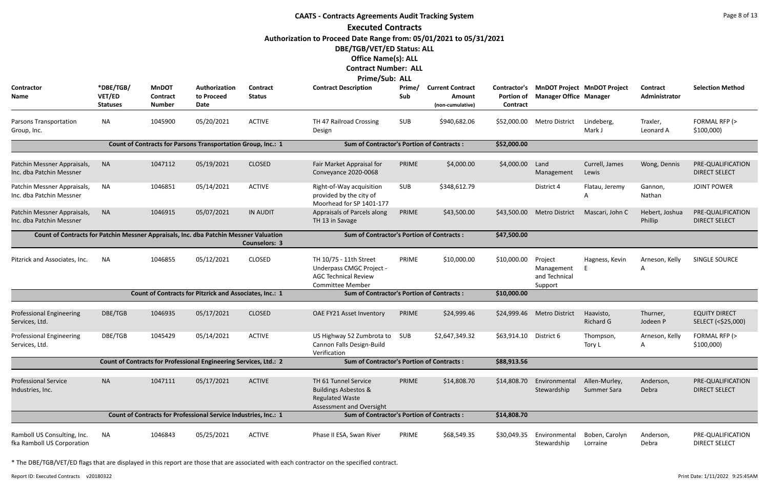# CAATS - Contracts Agreements Audit Tracking System

## Executed Contracts

**Authorization to Proceed Date Range from: 05/01/2021 to 05/31/2021**

**DBE/TGB/VET/ED Status: ALL**

**Office Name(s): ALL**

**Contract Number: ALL**

**Prime/Sub: ALL**

| Contractor Name | *DBE/TGB/ VET/ED Statuses | MnDOT Contract Number | Authorization to Proceed Date | Contract Status | Contract Description | Prime/ Sub | Current Contract Amount (non-cumulative) | Contractor's Portion of Contract | MnDOT Project Manager Office | MnDOT Project Manager | Contract Administrator | Selection Method |
|---|---|---|---|---|---|---|---|---|---|---|---|---|
| Parsons Transportation Group, Inc. | NA | 1045900 | 05/20/2021 | ACTIVE | TH 47 Railroad Crossing Design | SUB | $940,682.06 | $52,000.00 | Metro District | Lindeberg, Mark J | Traxler, Leonard A | FORMAL RFP (> $100,000) |
| Count of Contracts for Parsons Transportation Group, Inc.: 1 | | | | | Sum of Contractor's Portion of Contracts : | | | $52,000.00 | | | | |
| Patchin Messner Appraisals, Inc. dba Patchin Messner | NA | 1047112 | 05/19/2021 | CLOSED | Fair Market Appraisal for Conveyance 2020-0068 | PRIME | $4,000.00 | $4,000.00 | Land Management | Currell, James Lewis | Wong, Dennis | PRE-QUALIFICATION DIRECT SELECT |
| Patchin Messner Appraisals, Inc. dba Patchin Messner | NA | 1046851 | 05/14/2021 | ACTIVE | Right-of-Way acquisition provided by the city of Moorhead for SP 1401-177 | SUB | $348,612.79 | | District 4 | Flatau, Jeremy A | Gannon, Nathan | JOINT POWER |
| Patchin Messner Appraisals, Inc. dba Patchin Messner | NA | 1046915 | 05/07/2021 | IN AUDIT | Appraisals of Parcels along TH 13 in Savage | PRIME | $43,500.00 | $43,500.00 | Metro District | Mascari, John C | Hebert, Joshua Phillip | PRE-QUALIFICATION DIRECT SELECT |
| Count of Contracts for Patchin Messner Appraisals, Inc. dba Patchin Messner Valuation Counselors: 3 | | | | | Sum of Contractor's Portion of Contracts : | | | $47,500.00 | | | | |
| Pitzrick and Associates, Inc. | NA | 1046855 | 05/12/2021 | CLOSED | TH 10/75 - 11th Street Underpass CMGC Project - AGC Technical Review Committee Member | PRIME | $10,000.00 | $10,000.00 | Project Management and Technical Support | Hagness, Kevin E | Arneson, Kelly A | SINGLE SOURCE |
| Count of Contracts for Pitzrick and Associates, Inc.: 1 | | | | | Sum of Contractor's Portion of Contracts : | | | $10,000.00 | | | | |
| Professional Engineering Services, Ltd. | DBE/TGB | 1046935 | 05/17/2021 | CLOSED | OAE FY21 Asset Inventory | PRIME | $24,999.46 | $24,999.46 | Metro District | Haavisto, Richard G | Thurner, Jodeen P | EQUITY DIRECT SELECT (<$25,000) |
| Professional Engineering Services, Ltd. | DBE/TGB | 1045429 | 05/14/2021 | ACTIVE | US Highway 52 Zumbrota to Cannon Falls Design-Build Verification | SUB | $2,647,349.32 | $63,914.10 | District 6 | Thompson, Tory L | Arneson, Kelly A | FORMAL RFP (> $100,000) |
| Count of Contracts for Professional Engineering Services, Ltd.: 2 | | | | | Sum of Contractor's Portion of Contracts : | | | $88,913.56 | | | | |
| Professional Service Industries, Inc. | NA | 1047111 | 05/17/2021 | ACTIVE | TH 61 Tunnel Service Buildings Asbestos & Regulated Waste Assessment and Oversight | PRIME | $14,808.70 | $14,808.70 | Environmental Stewardship | Allen-Murley, Summer Sara | Anderson, Debra | PRE-QUALIFICATION DIRECT SELECT |
| Count of Contracts for Professional Service Industries, Inc.: 1 | | | | | Sum of Contractor's Portion of Contracts : | | | $14,808.70 | | | | |
| Ramboll US Consulting, Inc. fka Ramboll US Corporation | NA | 1046843 | 05/25/2021 | ACTIVE | Phase II ESA, Swan River | PRIME | $68,549.35 | $30,049.35 | Environmental Stewardship | Boben, Carolyn Lorraine | Anderson, Debra | PRE-QUALIFICATION DIRECT SELECT |

* The DBE/TGB/VET/ED flags that are displayed in this report are those that are associated with each contractor on the specified contract.

Report ID: Executed Contracts v20180322

Print Date: 1/11/2022 9:25:45AM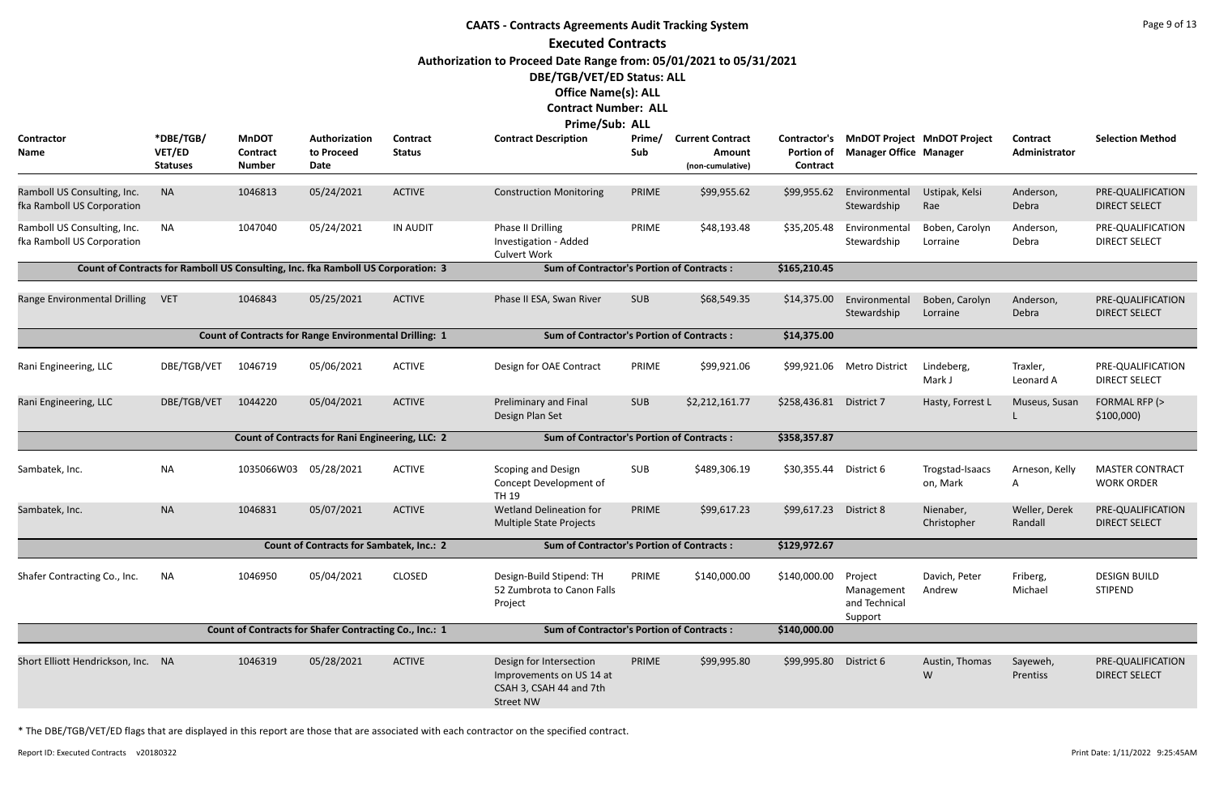# CAATS - Contracts Agreements Audit Tracking System

## Executed Contracts

**Authorization to Proceed Date Range from: 05/01/2021 to 05/31/2021**

**DBE/TGB/VET/ED Status: ALL**

**Office Name(s): ALL**

**Contract Number: ALL**

**Prime/Sub: ALL**

| Contractor Name | *DBE/TGB/VET/ED Statuses | MnDOT Contract Number | Authorization to Proceed Date | Contract Status | Contract Description | Prime/Sub | Current Contract Amount (non-cumulative) | Contractor's Portion of Contract | MnDOT Project Manager Office | MnDOT Project Manager | Contract Administrator | Selection Method |
|---|---|---|---|---|---|---|---|---|---|---|---|---|
| Ramboll US Consulting, Inc. fka Ramboll US Corporation | NA | 1046813 | 05/24/2021 | ACTIVE | Construction Monitoring | PRIME | $99,955.62 | $99,955.62 | Environmental Stewardship | Ustipak, Kelsi Rae | Anderson, Debra | PRE-QUALIFICATION DIRECT SELECT |
| Ramboll US Consulting, Inc. fka Ramboll US Corporation | NA | 1047040 | 05/24/2021 | IN AUDIT | Phase II Drilling Investigation - Added Culvert Work | PRIME | $48,193.48 | $35,205.48 | Environmental Stewardship | Boben, Carolyn Lorraine | Anderson, Debra | PRE-QUALIFICATION DIRECT SELECT |
| Count of Contracts for Ramboll US Consulting, Inc. fka Ramboll US Corporation: 3 | | | | | Sum of Contractor's Portion of Contracts : | | | $165,210.45 | | | | |
| Range Environmental Drilling | VET | 1046843 | 05/25/2021 | ACTIVE | Phase II ESA, Swan River | SUB | $68,549.35 | $14,375.00 | Environmental Stewardship | Boben, Carolyn Lorraine | Anderson, Debra | PRE-QUALIFICATION DIRECT SELECT |
| Count of Contracts for Range Environmental Drilling: 1 | | | | | Sum of Contractor's Portion of Contracts : | | | $14,375.00 | | | | |
| Rani Engineering, LLC | DBE/TGB/VET | 1046719 | 05/06/2021 | ACTIVE | Design for OAE Contract | PRIME | $99,921.06 | $99,921.06 | Metro District | Lindeberg, Mark J | Traxler, Leonard A | PRE-QUALIFICATION DIRECT SELECT |
| Rani Engineering, LLC | DBE/TGB/VET | 1044220 | 05/04/2021 | ACTIVE | Preliminary and Final Design Plan Set | SUB | $2,212,161.77 | $258,436.81 | District 7 | Hasty, Forrest L | Museus, Susan L | FORMAL RFP (> $100,000) |
| Count of Contracts for Rani Engineering, LLC: 2 | | | | | Sum of Contractor's Portion of Contracts : | | | $358,357.87 | | | | |
| Sambatek, Inc. | NA | 1035066W03 | 05/28/2021 | ACTIVE | Scoping and Design Concept Development of TH 19 | SUB | $489,306.19 | $30,355.44 | District 6 | Trogstad-Isaacson, Mark | Arneson, Kelly A | MASTER CONTRACT WORK ORDER |
| Sambatek, Inc. | NA | 1046831 | 05/07/2021 | ACTIVE | Wetland Delineation for Multiple State Projects | PRIME | $99,617.23 | $99,617.23 | District 8 | Nienaber, Christopher | Weller, Derek Randall | PRE-QUALIFICATION DIRECT SELECT |
| Count of Contracts for Sambatek, Inc.: 2 | | | | | Sum of Contractor's Portion of Contracts : | | | $129,972.67 | | | | |
| Shafer Contracting Co., Inc. | NA | 1046950 | 05/04/2021 | CLOSED | Design-Build Stipend: TH 52 Zumbrota to Canon Falls Project | PRIME | $140,000.00 | $140,000.00 | Project Management and Technical Support | Davich, Peter Andrew | Friberg, Michael | DESIGN BUILD STIPEND |
| Count of Contracts for Shafer Contracting Co., Inc.: 1 | | | | | Sum of Contractor's Portion of Contracts : | | | $140,000.00 | | | | |
| Short Elliott Hendrickson, Inc. | NA | 1046319 | 05/28/2021 | ACTIVE | Design for Intersection Improvements on US 14 at CSAH 3, CSAH 44 and 7th Street NW | PRIME | $99,995.80 | $99,995.80 | District 6 | Austin, Thomas W | Sayeweh, Prentiss | PRE-QUALIFICATION DIRECT SELECT |

\* The DBE/TGB/VET/ED flags that are displayed in this report are those that are associated with each contractor on the specified contract.

Report ID: Executed Contracts v20180322

Print Date: 1/11/2022 9:25:45AM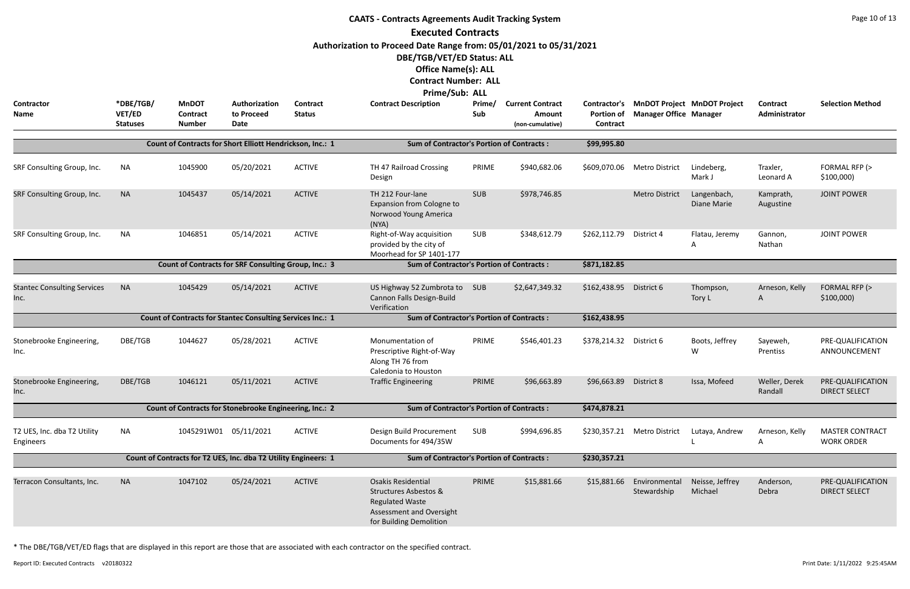# CAATS - Contracts Agreements Audit Tracking System

## Executed Contracts

**Authorization to Proceed Date Range from: 05/01/2021 to 05/31/2021**

**DBE/TGB/VET/ED Status: ALL**

**Office Name(s): ALL**

**Contract Number: ALL**

**Prime/Sub: ALL**

| Contractor Name | *DBE/TGB/ VET/ED Statuses | MnDOT Contract Number | Authorization to Proceed Date | Contract Status | Contract Description | Prime/ Sub | Current Contract Amount (non-cumulative) | Contractor's Portion of Contract | MnDOT Project Manager Office | MnDOT Project Manager | Contract Administrator | Selection Method |
|---|---|---|---|---|---|---|---|---|---|---|---|---|
| | | Count of Contracts for Short Elliott Hendrickson, Inc.: 1 | | | Sum of Contractor's Portion of Contracts : | | | $99,995.80 | | | | |
| SRF Consulting Group, Inc. | NA | 1045900 | 05/20/2021 | ACTIVE | TH 47 Railroad Crossing Design | PRIME | $940,682.06 | $609,070.06 | Metro District | Lindeberg, Mark J | Traxler, Leonard A | FORMAL RFP (> $100,000) |
| SRF Consulting Group, Inc. | NA | 1045437 | 05/14/2021 | ACTIVE | TH 212 Four-lane Expansion from Cologne to Norwood Young America (NYA) | SUB | $978,746.85 | | Metro District | Langenbach, Diane Marie | Kamprath, Augustine | JOINT POWER |
| SRF Consulting Group, Inc. | NA | 1046851 | 05/14/2021 | ACTIVE | Right-of-Way acquisition provided by the city of Moorhead for SP 1401-177 | SUB | $348,612.79 | $262,112.79 | District 4 | Flatau, Jeremy A | Gannon, Nathan | JOINT POWER |
| | | Count of Contracts for SRF Consulting Group, Inc.: 3 | | | Sum of Contractor's Portion of Contracts : | | | $871,182.85 | | | | |
| Stantec Consulting Services Inc. | NA | 1045429 | 05/14/2021 | ACTIVE | US Highway 52 Zumbrota to Cannon Falls Design-Build Verification | SUB | $2,647,349.32 | $162,438.95 | District 6 | Thompson, Tory L | Arneson, Kelly A | FORMAL RFP (> $100,000) |
| | | Count of Contracts for Stantec Consulting Services Inc.: 1 | | | Sum of Contractor's Portion of Contracts : | | | $162,438.95 | | | | |
| Stonebrooke Engineering, Inc. | DBE/TGB | 1044627 | 05/28/2021 | ACTIVE | Monumentation of Prescriptive Right-of-Way Along TH 76 from Caledonia to Houston | PRIME | $546,401.23 | $378,214.32 | District 6 | Boots, Jeffrey W | Sayeweh, Prentiss | PRE-QUALIFICATION ANNOUNCEMENT |
| Stonebrooke Engineering, Inc. | DBE/TGB | 1046121 | 05/11/2021 | ACTIVE | Traffic Engineering | PRIME | $96,663.89 | $96,663.89 | District 8 | Issa, Mofeed | Weller, Derek Randall | PRE-QUALIFICATION DIRECT SELECT |
| | | Count of Contracts for Stonebrooke Engineering, Inc.: 2 | | | Sum of Contractor's Portion of Contracts : | | | $474,878.21 | | | | |
| T2 UES, Inc. dba T2 Utility Engineers | NA | 1045291W01 | 05/11/2021 | ACTIVE | Design Build Procurement Documents for 494/35W | SUB | $994,696.85 | $230,357.21 | Metro District | Lutaya, Andrew L | Arneson, Kelly A | MASTER CONTRACT WORK ORDER |
| | | Count of Contracts for T2 UES, Inc. dba T2 Utility Engineers: 1 | | | Sum of Contractor's Portion of Contracts : | | | $230,357.21 | | | | |
| Terracon Consultants, Inc. | NA | 1047102 | 05/24/2021 | ACTIVE | Osakis Residential Structures Asbestos & Regulated Waste Assessment and Oversight for Building Demolition | PRIME | $15,881.66 | $15,881.66 | Environmental Stewardship | Neisse, Jeffrey Michael | Anderson, Debra | PRE-QUALIFICATION DIRECT SELECT |

* The DBE/TGB/VET/ED flags that are displayed in this report are those that are associated with each contractor on the specified contract.

Report ID: Executed Contracts v20180322

Print Date: 1/11/2022 9:25:45AM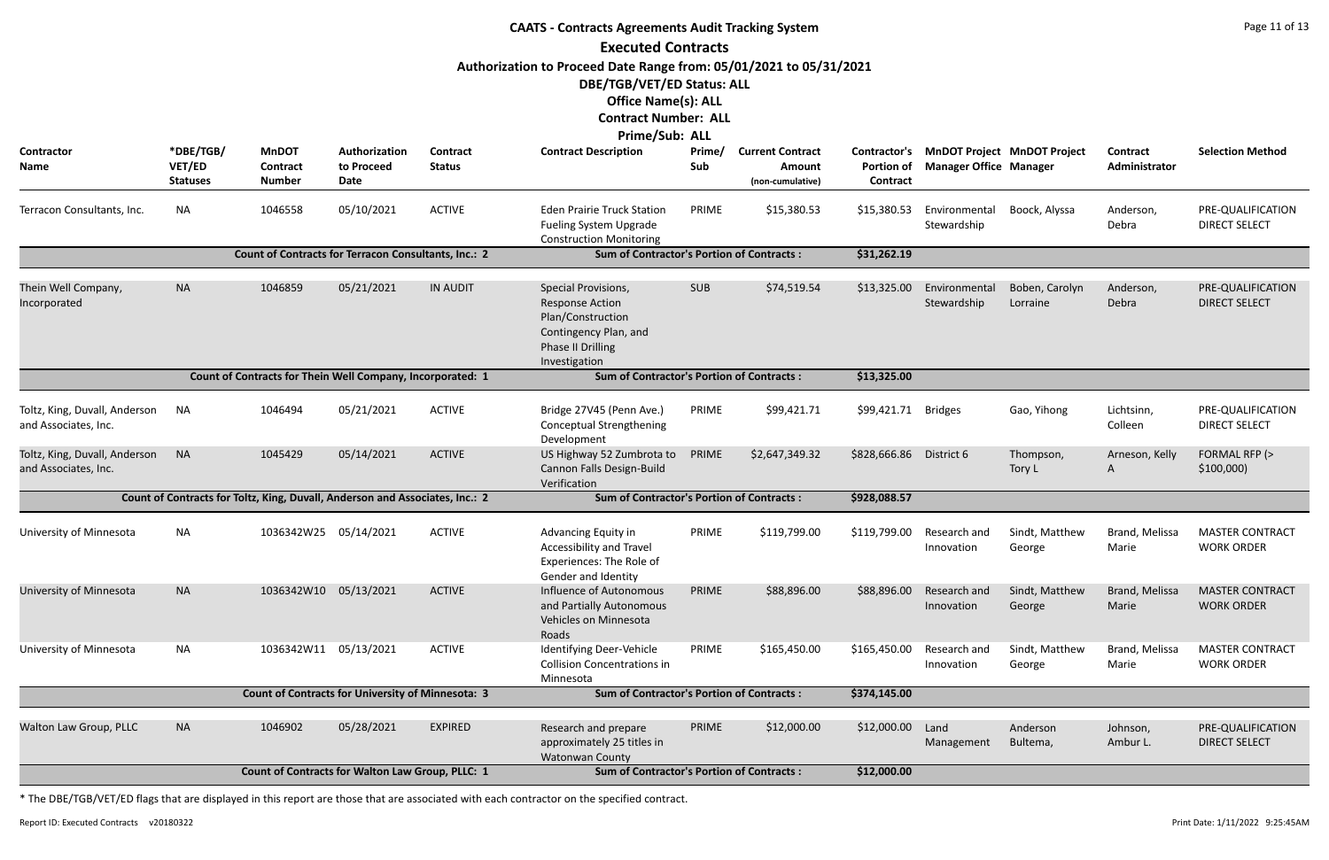# CAATS - Contracts Agreements Audit Tracking System

## Executed Contracts

**Authorization to Proceed Date Range from: 05/01/2021 to 05/31/2021**

**DBE/TGB/VET/ED Status: ALL**

**Office Name(s): ALL**

**Contract Number: ALL**

**Prime/Sub: ALL**

| Contractor Name | *DBE/TGB/ VET/ED Statuses | MnDOT Contract Number | Authorization to Proceed Date | Contract Status | Contract Description | Prime/ Sub | Current Contract Amount (non-cumulative) | Contractor's Portion of Contract | MnDOT Project Manager Office | MnDOT Project Manager | Contract Administrator | Selection Method |
|---|---|---|---|---|---|---|---|---|---|---|---|---|
| Terracon Consultants, Inc. | NA | 1046558 | 05/10/2021 | ACTIVE | Eden Prairie Truck Station Fueling System Upgrade Construction Monitoring | PRIME | $15,380.53 | $15,380.53 | Environmental Stewardship | Boock, Alyssa | Anderson, Debra | PRE-QUALIFICATION DIRECT SELECT |
| | | Count of Contracts for Terracon Consultants, Inc.: 2 | | | Sum of Contractor's Portion of Contracts : | | | $31,262.19 | | | | |
| Thein Well Company, Incorporated | NA | 1046859 | 05/21/2021 | IN AUDIT | Special Provisions, Response Action Plan/Construction Contingency Plan, and Phase II Drilling Investigation | SUB | $74,519.54 | $13,325.00 | Environmental Stewardship | Boben, Carolyn Lorraine | Anderson, Debra | PRE-QUALIFICATION DIRECT SELECT |
| | | Count of Contracts for Thein Well Company, Incorporated: 1 | | | Sum of Contractor's Portion of Contracts : | | | $13,325.00 | | | | |
| Toltz, King, Duvall, Anderson and Associates, Inc. | NA | 1046494 | 05/21/2021 | ACTIVE | Bridge 27V45 (Penn Ave.) Conceptual Strengthening Development | PRIME | $99,421.71 | $99,421.71 | Bridges | Gao, Yihong | Lichtsinn, Colleen | PRE-QUALIFICATION DIRECT SELECT |
| Toltz, King, Duvall, Anderson and Associates, Inc. | NA | 1045429 | 05/14/2021 | ACTIVE | US Highway 52 Zumbrota to Cannon Falls Design-Build Verification | PRIME | $2,647,349.32 | $828,666.86 | District 6 | Thompson, Tory L | Arneson, Kelly A | FORMAL RFP (> $100,000) |
| | | Count of Contracts for Toltz, King, Duvall, Anderson and Associates, Inc.: 2 | | | Sum of Contractor's Portion of Contracts : | | | $928,088.57 | | | | |
| University of Minnesota | NA | 1036342W25 | 05/14/2021 | ACTIVE | Advancing Equity in Accessibility and Travel Experiences: The Role of Gender and Identity | PRIME | $119,799.00 | $119,799.00 | Research and Innovation | Sindt, Matthew George | Brand, Melissa Marie | MASTER CONTRACT WORK ORDER |
| University of Minnesota | NA | 1036342W10 | 05/13/2021 | ACTIVE | Influence of Autonomous and Partially Autonomous Vehicles on Minnesota Roads | PRIME | $88,896.00 | $88,896.00 | Research and Innovation | Sindt, Matthew George | Brand, Melissa Marie | MASTER CONTRACT WORK ORDER |
| University of Minnesota | NA | 1036342W11 | 05/13/2021 | ACTIVE | Identifying Deer-Vehicle Collision Concentrations in Minnesota | PRIME | $165,450.00 | $165,450.00 | Research and Innovation | Sindt, Matthew George | Brand, Melissa Marie | MASTER CONTRACT WORK ORDER |
| | | Count of Contracts for University of Minnesota: 3 | | | Sum of Contractor's Portion of Contracts : | | | $374,145.00 | | | | |
| Walton Law Group, PLLC | NA | 1046902 | 05/28/2021 | EXPIRED | Research and prepare approximately 25 titles in Watonwan County | PRIME | $12,000.00 | $12,000.00 | Land Management | Anderson Bultema, | Johnson, Ambur L. | PRE-QUALIFICATION DIRECT SELECT |
| | | Count of Contracts for Walton Law Group, PLLC: 1 | | | Sum of Contractor's Portion of Contracts : | | | $12,000.00 | | | | |

* The DBE/TGB/VET/ED flags that are displayed in this report are those that are associated with each contractor on the specified contract.

Report ID: Executed Contracts v20180322 Print Date: 1/11/2022 9:25:45AM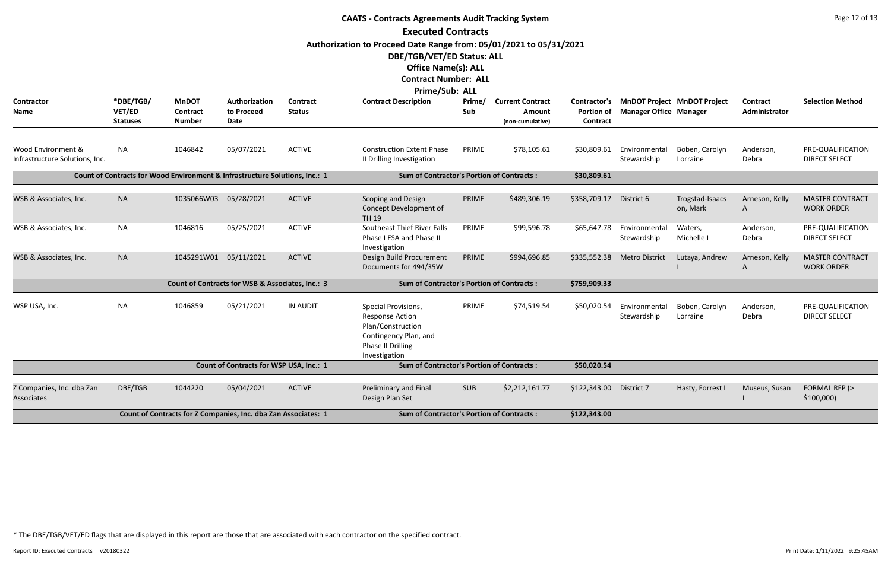# CAATS - Contracts Agreements Audit Tracking System

## Executed Contracts

**Authorization to Proceed Date Range from: 05/01/2021 to 05/31/2021**

**DBE/TGB/VET/ED Status: ALL**

**Office Name(s): ALL**

**Contract Number: ALL**

**Prime/Sub: ALL**

| Contractor Name | *DBE/TGB/VET/ED Statuses | MnDOT Contract Number | Authorization to Proceed Date | Contract Status | Contract Description | Prime/Sub | Current Contract Amount (non-cumulative) | Contractor's Portion of Contract | MnDOT Project Manager Office | MnDOT Project Manager | Contract Administrator | Selection Method |
|---|---|---|---|---|---|---|---|---|---|---|---|---|
| Wood Environment & Infrastructure Solutions, Inc. | NA | 1046842 | 05/07/2021 | ACTIVE | Construction Extent Phase II Drilling Investigation | PRIME | $78,105.61 | $30,809.61 | Environmental Stewardship | Boben, Carolyn Lorraine | Anderson, Debra | PRE-QUALIFICATION DIRECT SELECT |
| Count of Contracts for Wood Environment & Infrastructure Solutions, Inc.: 1 | | | | | Sum of Contractor's Portion of Contracts : | | | $30,809.61 | | | | |
| WSB & Associates, Inc. | NA | 1035066W03 | 05/28/2021 | ACTIVE | Scoping and Design Concept Development of TH 19 | PRIME | $489,306.19 | $358,709.17 | District 6 | Trogstad-Isaacson, Mark | Arneson, Kelly A | MASTER CONTRACT WORK ORDER |
| WSB & Associates, Inc. | NA | 1046816 | 05/25/2021 | ACTIVE | Southeast Thief River Falls Phase I ESA and Phase II Investigation | PRIME | $99,596.78 | $65,647.78 | Environmental Stewardship | Waters, Michelle L | Anderson, Debra | PRE-QUALIFICATION DIRECT SELECT |
| WSB & Associates, Inc. | NA | 1045291W01 | 05/11/2021 | ACTIVE | Design Build Procurement Documents for 494/35W | PRIME | $994,696.85 | $335,552.38 | Metro District | Lutaya, Andrew L | Arneson, Kelly A | MASTER CONTRACT WORK ORDER |
| Count of Contracts for WSB & Associates, Inc.: 3 | | | | | Sum of Contractor's Portion of Contracts : | | | $759,909.33 | | | | |
| WSP USA, Inc. | NA | 1046859 | 05/21/2021 | IN AUDIT | Special Provisions, Response Action Plan/Construction Contingency Plan, and Phase II Drilling Investigation | PRIME | $74,519.54 | $50,020.54 | Environmental Stewardship | Boben, Carolyn Lorraine | Anderson, Debra | PRE-QUALIFICATION DIRECT SELECT |
| Count of Contracts for WSP USA, Inc.: 1 | | | | | Sum of Contractor's Portion of Contracts : | | | $50,020.54 | | | | |
| Z Companies, Inc. dba Zan Associates | DBE/TGB | 1044220 | 05/04/2021 | ACTIVE | Preliminary and Final Design Plan Set | SUB | $2,212,161.77 | $122,343.00 | District 7 | Hasty, Forrest L | Museus, Susan L | FORMAL RFP (> $100,000) |
| Count of Contracts for Z Companies, Inc. dba Zan Associates: 1 | | | | | Sum of Contractor's Portion of Contracts : | | | $122,343.00 | | | | |

* The DBE/TGB/VET/ED flags that are displayed in this report are those that are associated with each contractor on the specified contract.

Report ID: Executed Contracts v20180322

Print Date: 1/11/2022 9:25:45AM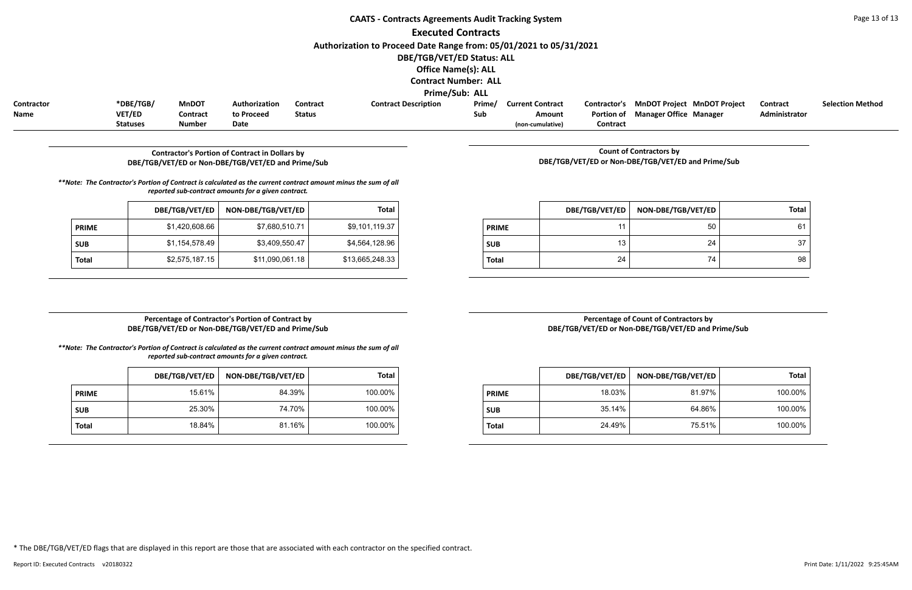# CAATS - Contracts Agreements Audit Tracking System

## Executed Contracts

**Authorization to Proceed Date Range from: 05/01/2021 to 05/31/2021**

**DBE/TGB/VET/ED Status: ALL**

**Office Name(s): ALL**

**Contract Number: ALL**

**Prime/Sub: ALL**

| Contractor Name | *DBE/TGB/VET/ED Statuses | MnDOT Contract Number | Authorization to Proceed Date | Contract Status | Contract Description | Prime/Sub | Current Contract Amount (non-cumulative) | Contractor's Portion of Contract | MnDOT Project Manager Office | MnDOT Project Manager | Contract Administrator | Selection Method |
|---|---|---|---|---|---|---|---|---|---|---|---|---|

### Contractor's Portion of Contract in Dollars by DBE/TGB/VET/ED or Non-DBE/TGB/VET/ED and Prime/Sub

***Note: The Contractor's Portion of Contract is calculated as the current contract amount minus the sum of all reported sub-contract amounts for a given contract.*

| | DBE/TGB/VET/ED | NON-DBE/TGB/VET/ED | Total |
|---|---|---|---|
| **PRIME** | $1,420,608.66 | $7,680,510.71 | $9,101,119.37 |
| **SUB** | $1,154,578.49 | $3,409,550.47 | $4,564,128.96 |
| **Total** | $2,575,187.15 | $11,090,061.18 | $13,665,248.33 |

### Count of Contractors by DBE/TGB/VET/ED or Non-DBE/TGB/VET/ED and Prime/Sub

| | DBE/TGB/VET/ED | NON-DBE/TGB/VET/ED | Total |
|---|---|---|---|
| **PRIME** | 11 | 50 | 61 |
| **SUB** | 13 | 24 | 37 |
| **Total** | 24 | 74 | 98 |

### Percentage of Contractor's Portion of Contract by DBE/TGB/VET/ED or Non-DBE/TGB/VET/ED and Prime/Sub

***Note: The Contractor's Portion of Contract is calculated as the current contract amount minus the sum of all reported sub-contract amounts for a given contract.*

| | DBE/TGB/VET/ED | NON-DBE/TGB/VET/ED | Total |
|---|---|---|---|
| **PRIME** | 15.61% | 84.39% | 100.00% |
| **SUB** | 25.30% | 74.70% | 100.00% |
| **Total** | 18.84% | 81.16% | 100.00% |

### Percentage of Count of Contractors by DBE/TGB/VET/ED or Non-DBE/TGB/VET/ED and Prime/Sub

| | DBE/TGB/VET/ED | NON-DBE/TGB/VET/ED | Total |
|---|---|---|---|
| **PRIME** | 18.03% | 81.97% | 100.00% |
| **SUB** | 35.14% | 64.86% | 100.00% |
| **Total** | 24.49% | 75.51% | 100.00% |

* The DBE/TGB/VET/ED flags that are displayed in this report are those that are associated with each contractor on the specified contract.

Report ID: Executed Contracts v20180322

Print Date: 1/11/2022 9:25:45AM